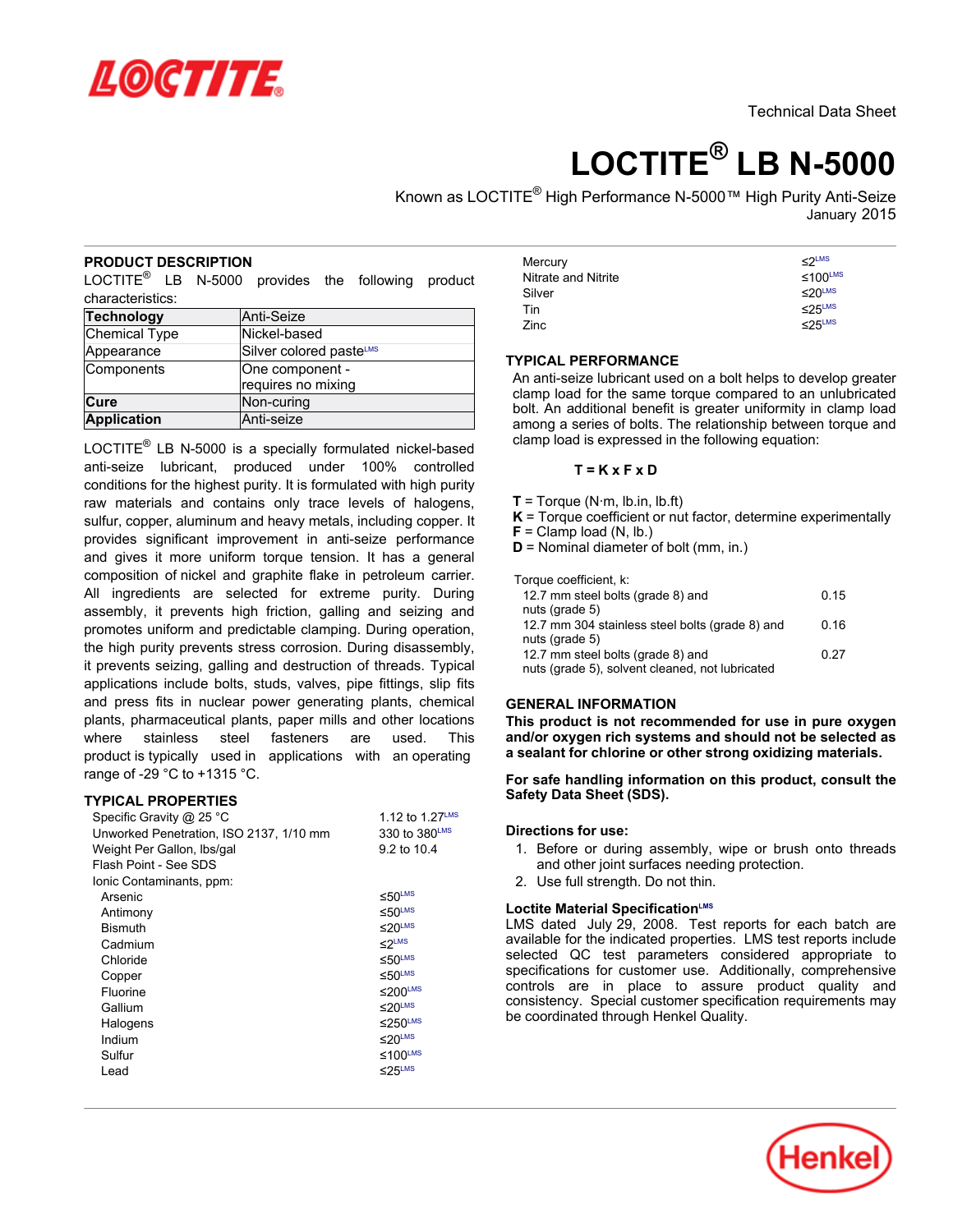Technical Data Sheet

# LOCTITE® LB N-5000

Known as LOCTITE® High Performance N-5000™ High Purity Anti-Seize
January 2015

## PRODUCT DESCRIPTION

LOCTITE® LB N-5000 provides the following product characteristics:

| **Technology** | Anti-Seize |
|---|---|
| Chemical Type | Nickel-based |
| Appearance | Silver colored paste[LMS] |
| Components | One component - requires no mixing |
| **Cure** | Non-curing |
| **Application** | Anti-seize |

LOCTITE® LB N-5000 is a specially formulated nickel-based anti-seize lubricant, produced under 100% controlled conditions for the highest purity. It is formulated with high purity raw materials and contains only trace levels of halogens, sulfur, copper, aluminum and heavy metals, including copper. It provides significant improvement in anti-seize performance and gives it more uniform torque tension. It has a general composition of nickel and graphite flake in petroleum carrier. All ingredients are selected for extreme purity. During assembly, it prevents high friction, galling and seizing and promotes uniform and predictable clamping. During operation, the high purity prevents stress corrosion. During disassembly, it prevents seizing, galling and destruction of threads. Typical applications include bolts, studs, valves, pipe fittings, slip fits and press fits in nuclear power generating plants, chemical plants, pharmaceutical plants, paper mills and other locations where stainless steel fasteners are used. This product is typically used in applications with an operating range of -29 °C to +1315 °C.

## TYPICAL PROPERTIES

| Property | Value |
|---|---|
| Specific Gravity @ 25 °C | 1.12 to 1.27[LMS] |
| Unworked Penetration, ISO 2137, 1/10 mm | 330 to 380[LMS] |
| Weight Per Gallon, lbs/gal | 9.2 to 10.4 |
| Flash Point - See SDS | |
| Ionic Contaminants, ppm: | |
| Arsenic | ≤50[LMS] |
| Antimony | ≤50[LMS] |
| Bismuth | ≤20[LMS] |
| Cadmium | ≤2[LMS] |
| Chloride | ≤50[LMS] |
| Copper | ≤50[LMS] |
| Fluorine | ≤200[LMS] |
| Gallium | ≤20[LMS] |
| Halogens | ≤250[LMS] |
| Indium | ≤20[LMS] |
| Sulfur | ≤100[LMS] |
| Lead | ≤25[LMS] |
| Mercury | ≤2[LMS] |
| Nitrate and Nitrite | ≤100[LMS] |
| Silver | ≤20[LMS] |
| Tin | ≤25[LMS] |
| Zinc | ≤25[LMS] |

## TYPICAL PERFORMANCE

An anti-seize lubricant used on a bolt helps to develop greater clamp load for the same torque compared to an unlubricated bolt. An additional benefit is greater uniformity in clamp load among a series of bolts. The relationship between torque and clamp load is expressed in the following equation:

$$T = K \times F \times D$$

**T** = Torque (N·m, lb.in, lb.ft)
**K** = Torque coefficient or nut factor, determine experimentally
**F** = Clamp load (N, lb.)
**D** = Nominal diameter of bolt (mm, in.)

| Torque coefficient, k: | |
|---|---|
| 12.7 mm steel bolts (grade 8) and nuts (grade 5) | 0.15 |
| 12.7 mm 304 stainless steel bolts (grade 8) and nuts (grade 5) | 0.16 |
| 12.7 mm steel bolts (grade 8) and nuts (grade 5), solvent cleaned, not lubricated | 0.27 |

## GENERAL INFORMATION

**This product is not recommended for use in pure oxygen and/or oxygen rich systems and should not be selected as a sealant for chlorine or other strong oxidizing materials.**

**For safe handling information on this product, consult the Safety Data Sheet (SDS).**

### Directions for use:

1. Before or during assembly, wipe or brush onto threads and other joint surfaces needing protection.
2. Use full strength. Do not thin.

### Loctite Material Specification[LMS]

LMS dated July 29, 2008. Test reports for each batch are available for the indicated properties. LMS test reports include selected QC test parameters considered appropriate to specifications for customer use. Additionally, comprehensive controls are in place to assure product quality and consistency. Special customer specification requirements may be coordinated through Henkel Quality.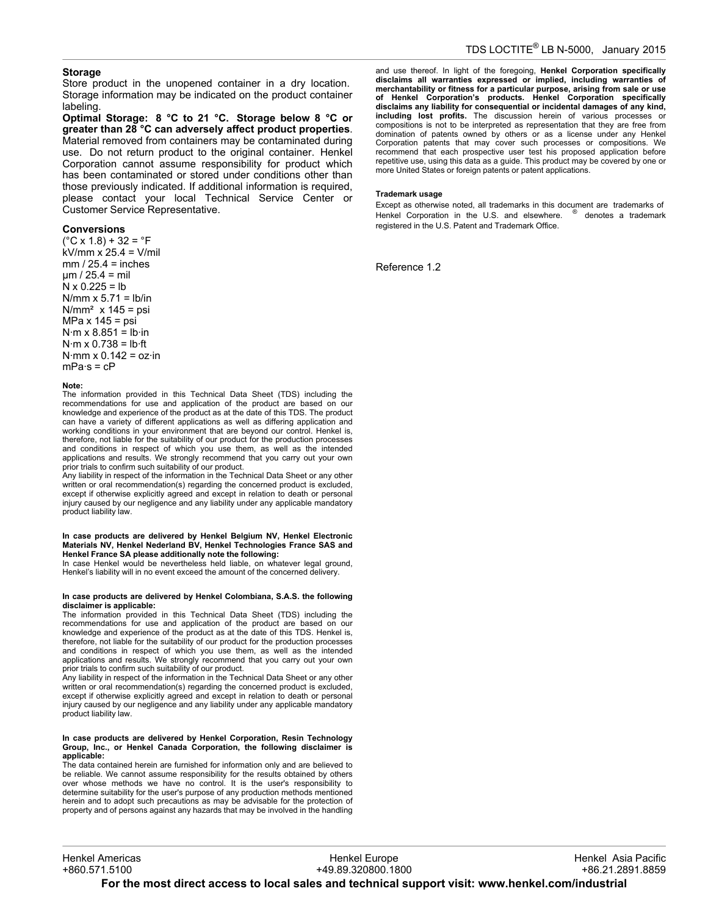## Storage

Store product in the unopened container in a dry location. Storage information may be indicated on the product container labeling.

**Optimal Storage: 8 °C to 21 °C. Storage below 8 °C or greater than 28 °C can adversely affect product properties**. Material removed from containers may be contaminated during use. Do not return product to the original container. Henkel Corporation cannot assume responsibility for product which has been contaminated or stored under conditions other than those previously indicated. If additional information is required, please contact your local Technical Service Center or Customer Service Representative.

## Conversions

(°C x 1.8) + 32 = °F
kV/mm x 25.4 = V/mil
mm / 25.4 = inches
µm / 25.4 = mil
N x 0.225 = lb
N/mm x 5.71 = lb/in
N/mm² x 145 = psi
MPa x 145 = psi
N·m x 8.851 = lb·in
N·m x 0.738 = lb·ft
N·mm x 0.142 = oz·in
mPa·s = cP

#### Note:

The information provided in this Technical Data Sheet (TDS) including the recommendations for use and application of the product are based on our knowledge and experience of the product as at the date of this TDS. The product can have a variety of different applications as well as differing application and working conditions in your environment that are beyond our control. Henkel is, therefore, not liable for the suitability of our product for the production processes and conditions in respect of which you use them, as well as the intended applications and results. We strongly recommend that you carry out your own prior trials to confirm such suitability of our product.

Any liability in respect of the information in the Technical Data Sheet or any other written or oral recommendation(s) regarding the concerned product is excluded, except if otherwise explicitly agreed and except in relation to death or personal injury caused by our negligence and any liability under any applicable mandatory product liability law.

**In case products are delivered by Henkel Belgium NV, Henkel Electronic Materials NV, Henkel Nederland BV, Henkel Technologies France SAS and Henkel France SA please additionally note the following:**

In case Henkel would be nevertheless held liable, on whatever legal ground, Henkel's liability will in no event exceed the amount of the concerned delivery.

**In case products are delivered by Henkel Colombiana, S.A.S. the following disclaimer is applicable:**

The information provided in this Technical Data Sheet (TDS) including the recommendations for use and application of the product are based on our knowledge and experience of the product as at the date of this TDS. Henkel is, therefore, not liable for the suitability of our product for the production processes and conditions in respect of which you use them, as well as the intended applications and results. We strongly recommend that you carry out your own prior trials to confirm such suitability of our product.

Any liability in respect of the information in the Technical Data Sheet or any other written or oral recommendation(s) regarding the concerned product is excluded, except if otherwise explicitly agreed and except in relation to death or personal injury caused by our negligence and any liability under any applicable mandatory product liability law.

**In case products are delivered by Henkel Corporation, Resin Technology Group, Inc., or Henkel Canada Corporation, the following disclaimer is applicable:**

The data contained herein are furnished for information only and are believed to be reliable. We cannot assume responsibility for the results obtained by others over whose methods we have no control. It is the user's responsibility to determine suitability for the user's purpose of any production methods mentioned herein and to adopt such precautions as may be advisable for the protection of property and of persons against any hazards that may be involved in the handling and use thereof. In light of the foregoing, **Henkel Corporation specifically disclaims all warranties expressed or implied, including warranties of merchantability or fitness for a particular purpose, arising from sale or use of Henkel Corporation's products. Henkel Corporation specifically disclaims any liability for consequential or incidental damages of any kind, including lost profits.** The discussion herein of various processes or compositions is not to be interpreted as representation that they are free from domination of patents owned by others or as a license under any Henkel Corporation patents that may cover such processes or compositions. We recommend that each prospective user test his proposed application before repetitive use, using this data as a guide. This product may be covered by one or more United States or foreign patents or patent applications.

#### Trademark usage

Except as otherwise noted, all trademarks in this document are trademarks of Henkel Corporation in the U.S. and elsewhere. ® denotes a trademark registered in the U.S. Patent and Trademark Office.

Reference 1.2

Henkel Americas
+860.571.5100

Henkel Europe
+49.89.320800.1800

Henkel Asia Pacific
+86.21.2891.8859

**For the most direct access to local sales and technical support visit: www.henkel.com/industrial**